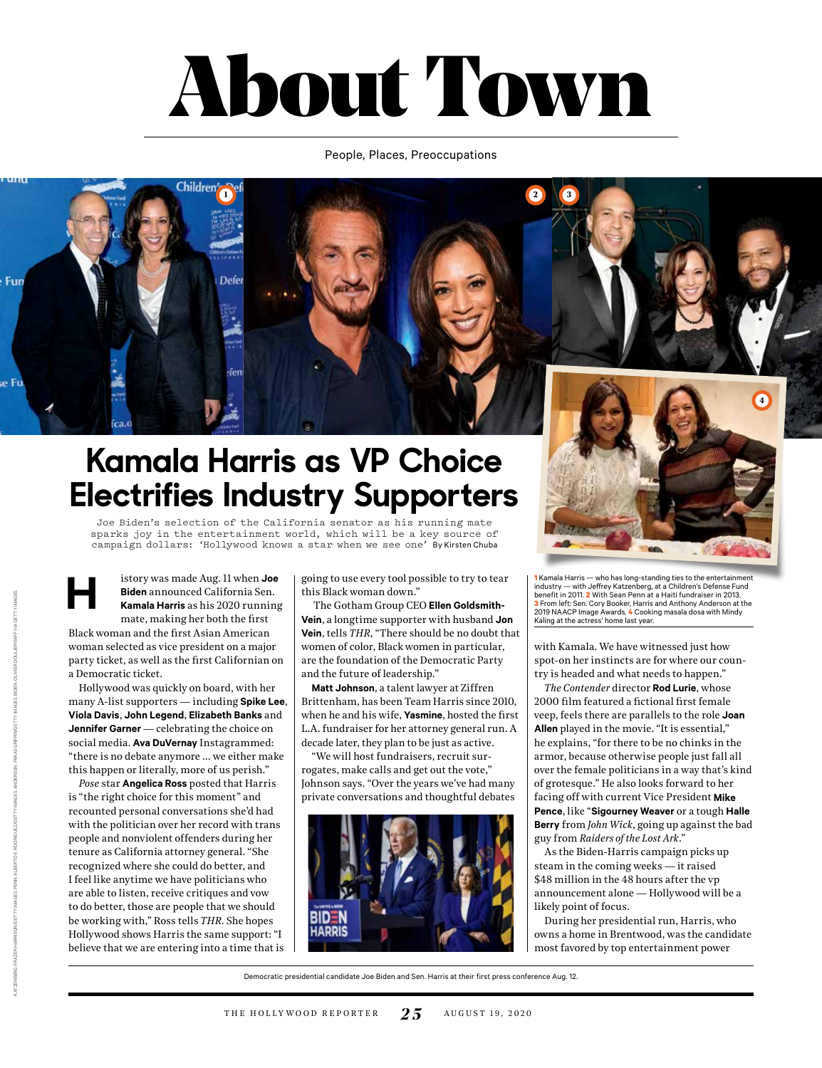# About Town

People, Places, Preoccupations

## Kamala Harris as VP Choice Electrifies Industry Supporters

Joe Biden's selection of the California senator as his running mate sparks joy in the entertainment world, which will be a key source of campaign dollars: 'Hollywood knows a star when we see one' By Kirsten Chuba

**1** Kamala Harris — who has long-standing ties to the entertainment industry — with Jeffrey Katzenberg, at a Children's Defense Fund benefit in 2011. **2** With Sean Penn at a Haiti fundraiser in 2013. **3** From left: Sen. Cory Booker, Harris and Anthony Anderson at the 2019 NAACP Image Awards. **4** Cooking masala dosa with Mindy Kaling at the actress' home last year.

History was made Aug. 11 when **Joe Biden** announced California Sen. **Kamala Harris** as his 2020 running mate, making her both the first Black woman and the first Asian American woman selected as vice president on a major party ticket, as well as the first Californian on a Democratic ticket.

Hollywood was quickly on board, with her many A-list supporters — including **Spike Lee**, **Viola Davis**, **John Legend**, **Elizabeth Banks** and **Jennifer Garner** — celebrating the choice on social media. **Ava DuVernay** Instagrammed: "there is no debate anymore … we either make this happen or literally, more of us perish."

*Pose* star **Angelica Ross** posted that Harris is "the right choice for this moment" and recounted personal conversations she'd had with the politician over her record with trans people and nonviolent offenders during her tenure as California attorney general. "She recognized where she could do better, and I feel like anytime we have politicians who are able to listen, receive critiques and vow to do better, those are people that we should be working with," Ross tells *THR*. She hopes Hollywood shows Harris the same support: "I believe that we are entering into a time that is going to use every tool possible to try to tear this Black woman down."

The Gotham Group CEO **Ellen Goldsmith-Vein**, a longtime supporter with husband **Jon Vein**, tells *THR*, "There should be no doubt that women of color, Black women in particular, are the foundation of the Democratic Party and the future of leadership."

**Matt Johnson**, a talent lawyer at Ziffren Brittenham, has been Team Harris since 2010, when he and his wife, **Yasmine**, hosted the first L.A. fundraiser for her attorney general run. A decade later, they plan to be just as active.

"We will host fundraisers, recruit surrogates, make calls and get out the vote," Johnson says. "Over the years we've had many private conversations and thoughtful debates with Kamala. We have witnessed just how spot-on her instincts are for where our country is headed and what needs to happen."

*The Contender* director **Rod Lurie**, whose 2000 film featured a fictional first female veep, feels there are parallels to the role **Joan Allen** played in the movie. "It is essential," he explains, "for there to be no chinks in the armor, because otherwise people just fall all over the female politicians in a way that's kind of grotesque." He also looks forward to her facing off with current Vice President **Mike Pence**, like "**Sigourney Weaver** or a tough **Halle Berry** from *John Wick*, going up against the bad guy from *Raiders of the Lost Ark*."

As the Biden-Harris campaign picks up steam in the coming weeks — it raised $48 million in the 48 hours after the vp announcement alone — Hollywood will be a likely point of focus.

During her presidential run, Harris, who owns a home in Brentwood, was the candidate most favored by top entertainment power

Democratic presidential candidate Joe Biden and Sen. Harris at their first press conference Aug. 12.

KATZENBERG: FRAZER HARRISON/GETTY IMAGES. PENN: ALBERTO E. RODRIGUEZ/GETTY IMAGES. ANDERSON: PARAS GRIFFIN/GETTY IMAGES. BIDEN: OLIVIER DOULIERY/AFP VIA GETTY IMAGES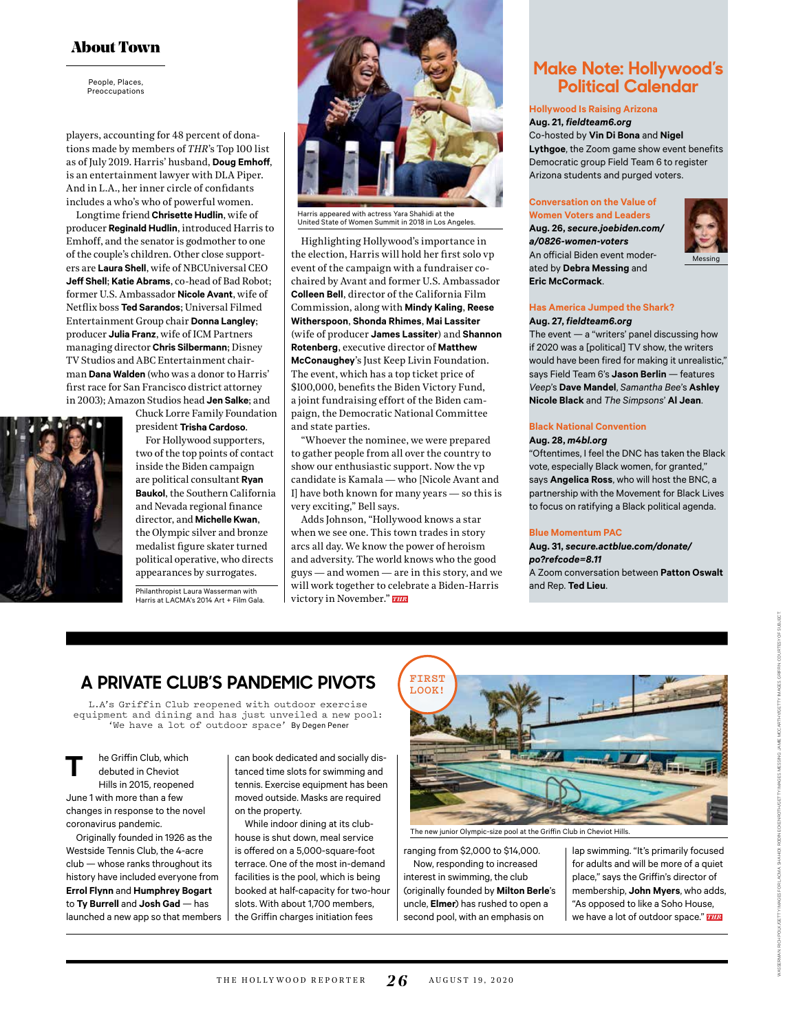## About Town

People, Places, Preoccupations

players, accounting for 48 percent of donations made by members of *THR*'s Top 100 list as of July 2019. Harris' husband, **Doug Emhoff**, is an entertainment lawyer with DLA Piper. And in L.A., her inner circle of confidants includes a who's who of powerful women.

Longtime friend **Chrisette Hudlin**, wife of producer **Reginald Hudlin**, introduced Harris to Emhoff, and the senator is godmother to one of the couple's children. Other close supporters are **Laura Shell**, wife of NBCUniversal CEO **Jeff Shell**; **Katie Abrams**, co-head of Bad Robot; former U.S. Ambassador **Nicole Avant**, wife of Netflix boss **Ted Sarandos**; Universal Filmed Entertainment Group chair **Donna Langley**; producer **Julia Franz**, wife of ICM Partners managing director **Chris Silbermann**; Disney TV Studios and ABC Entertainment chairman **Dana Walden** (who was a donor to Harris' first race for San Francisco district attorney in 2003); Amazon Studios head **Jen Salke**; and Chuck Lorre Family Foundation president **Trisha Cardoso**.

For Hollywood supporters, two of the top points of contact inside the Biden campaign are political consultant **Ryan Baukol**, the Southern California and Nevada regional finance director, and **Michelle Kwan**, the Olympic silver and bronze medalist figure skater turned political operative, who directs appearances by surrogates.

Philanthropist Laura Wasserman with Harris at LACMA's 2014 Art + Film Gala.

Harris appeared with actress Yara Shahidi at the United State of Women Summit in 2018 in Los Angeles.

Highlighting Hollywood's importance in the election, Harris will hold her first solo vp event of the campaign with a fundraiser cochaired by Avant and former U.S. Ambassador **Colleen Bell**, director of the California Film Commission, along with **Mindy Kaling**, **Reese Witherspoon**, **Shonda Rhimes**, **Mai Lassiter** (wife of producer **James Lassiter**) and **Shannon Rotenberg**, executive director of **Matthew McConaughey**'s Just Keep Livin Foundation. The event, which has a top ticket price of $100,000, benefits the Biden Victory Fund, a joint fundraising effort of the Biden campaign, the Democratic National Committee and state parties.

"Whoever the nominee, we were prepared to gather people from all over the country to show our enthusiastic support. Now the vp candidate is Kamala — who [Nicole Avant and I] have both known for many years — so this is very exciting," Bell says.

Adds Johnson, "Hollywood knows a star when we see one. This town trades in story arcs all day. We know the power of heroism and adversity. The world knows who the good guys — and women — are in this story, and we will work together to celebrate a Biden-Harris victory in November." THR

## Make Note: Hollywood's Political Calendar

**Hollywood Is Raising Arizona**
**Aug. 21, *fieldteam6.org***
Co-hosted by **Vin Di Bona** and **Nigel Lythgoe**, the Zoom game show event benefits Democratic group Field Team 6 to register Arizona students and purged voters.

**Conversation on the Value of Women Voters and Leaders**
**Aug. 26, *secure.joebiden.com/a/0826-women-voters***
An official Biden event moderated by **Debra Messing** and **Eric McCormack**.

Messing

**Has America Jumped the Shark?**
**Aug. 27, *fieldteam6.org***
The event — a "writers' panel discussing how if 2020 was a [political] TV show, the writers would have been fired for making it unrealistic," says Field Team 6's **Jason Berlin** — features *Veep*'s **Dave Mandel**, *Samantha Bee*'s **Ashley Nicole Black** and *The Simpsons*' **Al Jean**.

**Black National Convention**
**Aug. 28, *m4bl.org***
"Oftentimes, I feel the DNC has taken the Black vote, especially Black women, for granted," says **Angelica Ross**, who will host the BNC, a partnership with the Movement for Black Lives to focus on ratifying a Black political agenda.

**Blue Momentum PAC**
**Aug. 31, *secure.actblue.com/donate/po?refcode=8.11***
A Zoom conversation between **Patton Oswalt** and Rep. **Ted Lieu**.

## A PRIVATE CLUB'S PANDEMIC PIVOTS

FIRST LOOK!

L.A.'s Griffin Club reopened with outdoor exercise equipment and dining and has just unveiled a new pool: 'We have a lot of outdoor space' By Degen Pener

The Griffin Club, which debuted in Cheviot Hills in 2015, reopened June 1 with more than a few changes in response to the novel coronavirus pandemic.

Originally founded in 1926 as the Westside Tennis Club, the 4-acre club — whose ranks throughout its history have included everyone from **Errol Flynn** and **Humphrey Bogart** to **Ty Burrell** and **Josh Gad** — has launched a new app so that members can book dedicated and socially distanced time slots for swimming and tennis. Exercise equipment has been moved outside. Masks are required on the property.

While indoor dining at its clubhouse is shut down, meal service is offered on a 5,000-square-foot terrace. One of the most in-demand facilities is the pool, which is being booked at half-capacity for two-hour slots. With about 1,700 members, the Griffin charges initiation fees ranging from $2,000 to $14,000.

Now, responding to increased interest in swimming, the club (originally founded by **Milton Berle**'s uncle, **Elmer**) has rushed to open a second pool, with an emphasis on lap swimming. "It's primarily focused for adults and will be more of a quiet place," says the Griffin's director of membership, **John Myers**, who adds, "As opposed to like a Soho House, we have a lot of outdoor space." THR

The new junior Olympic-size pool at the Griffin Club in Cheviot Hills.

WASSERMAN: RICH POLK/GETTY IMAGES FOR LACMA. SHAHIDI: ROBIN ECKENROTH/GETTY IMAGES. MESSING: JAMIE MCCARTHY/GETTY IMAGES. GRIFFIN: COURTESY OF SUBJECT.